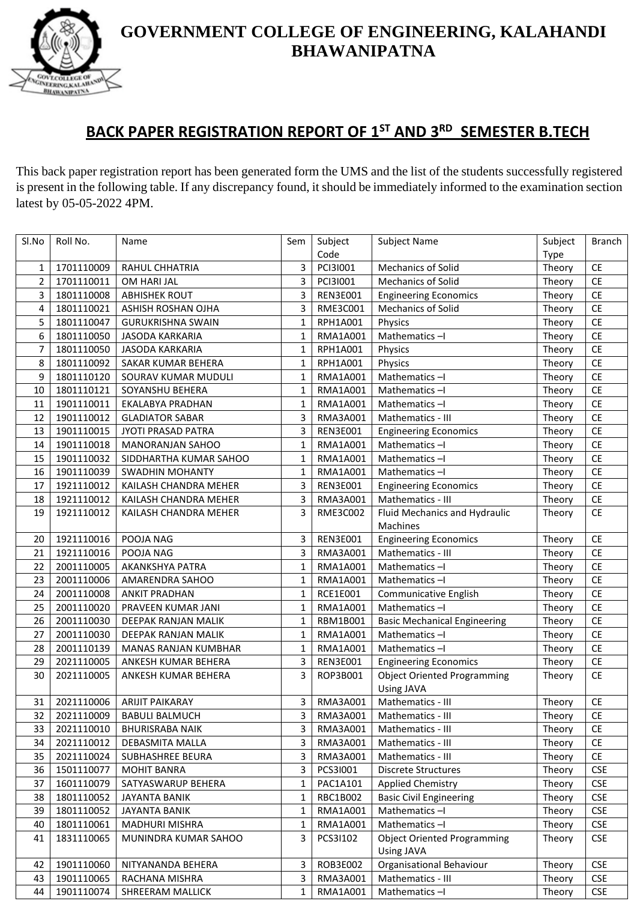# GOVERNMENT COLLEGE OF ENGINEERING, KALAHANDI BHAWANIPATNA

## BACK PAPER REGISTRATION REPORT OF 1ST AND 3RD SEMESTER B.TECH

This back paper registration report has been generated form the UMS and the list of the students successfully registered is present in the following table. If any discrepancy found, it should be immediately informed to the examination section latest by 05-05-2022 4PM.

| Sl.No | Roll No. | Name | Sem | Subject Code | Subject Name | Subject Type | Branch |
|---|---|---|---|---|---|---|---|
| 1 | 1701110009 | RAHUL CHHATRIA | 3 | PCI3I001 | Mechanics of Solid | Theory | CE |
| 2 | 1701110011 | OM HARI JAL | 3 | PCI3I001 | Mechanics of Solid | Theory | CE |
| 3 | 1801110008 | ABHISHEK ROUT | 3 | REN3E001 | Engineering Economics | Theory | CE |
| 4 | 1801110021 | ASHISH ROSHAN OJHA | 3 | RME3C001 | Mechanics of Solid | Theory | CE |
| 5 | 1801110047 | GURUKRISHNA SWAIN | 1 | RPH1A001 | Physics | Theory | CE |
| 6 | 1801110050 | JASODA KARKARIA | 1 | RMA1A001 | Mathematics –I | Theory | CE |
| 7 | 1801110050 | JASODA KARKARIA | 1 | RPH1A001 | Physics | Theory | CE |
| 8 | 1801110092 | SAKAR KUMAR BEHERA | 1 | RPH1A001 | Physics | Theory | CE |
| 9 | 1801110120 | SOURAV KUMAR MUDULI | 1 | RMA1A001 | Mathematics –I | Theory | CE |
| 10 | 1801110121 | SOYANSHU BEHERA | 1 | RMA1A001 | Mathematics –I | Theory | CE |
| 11 | 1901110011 | EKALABYA PRADHAN | 1 | RMA1A001 | Mathematics –I | Theory | CE |
| 12 | 1901110012 | GLADIATOR SABAR | 3 | RMA3A001 | Mathematics - III | Theory | CE |
| 13 | 1901110015 | JYOTI PRASAD PATRA | 3 | REN3E001 | Engineering Economics | Theory | CE |
| 14 | 1901110018 | MANORANJAN SAHOO | 1 | RMA1A001 | Mathematics –I | Theory | CE |
| 15 | 1901110032 | SIDDHARTHA KUMAR SAHOO | 1 | RMA1A001 | Mathematics –I | Theory | CE |
| 16 | 1901110039 | SWADHIN MOHANTY | 1 | RMA1A001 | Mathematics –I | Theory | CE |
| 17 | 1921110012 | KAILASH CHANDRA MEHER | 3 | REN3E001 | Engineering Economics | Theory | CE |
| 18 | 1921110012 | KAILASH CHANDRA MEHER | 3 | RMA3A001 | Mathematics - III | Theory | CE |
| 19 | 1921110012 | KAILASH CHANDRA MEHER | 3 | RME3C002 | Fluid Mechanics and Hydraulic Machines | Theory | CE |
| 20 | 1921110016 | POOJA NAG | 3 | REN3E001 | Engineering Economics | Theory | CE |
| 21 | 1921110016 | POOJA NAG | 3 | RMA3A001 | Mathematics - III | Theory | CE |
| 22 | 2001110005 | AKANKSHYA PATRA | 1 | RMA1A001 | Mathematics –I | Theory | CE |
| 23 | 2001110006 | AMARENDRA SAHOO | 1 | RMA1A001 | Mathematics –I | Theory | CE |
| 24 | 2001110008 | ANKIT PRADHAN | 1 | RCE1E001 | Communicative English | Theory | CE |
| 25 | 2001110020 | PRAVEEN KUMAR JANI | 1 | RMA1A001 | Mathematics –I | Theory | CE |
| 26 | 2001110030 | DEEPAK RANJAN MALIK | 1 | RBM1B001 | Basic Mechanical Engineering | Theory | CE |
| 27 | 2001110030 | DEEPAK RANJAN MALIK | 1 | RMA1A001 | Mathematics –I | Theory | CE |
| 28 | 2001110139 | MANAS RANJAN KUMBHAR | 1 | RMA1A001 | Mathematics –I | Theory | CE |
| 29 | 2021110005 | ANKESH KUMAR BEHERA | 3 | REN3E001 | Engineering Economics | Theory | CE |
| 30 | 2021110005 | ANKESH KUMAR BEHERA | 3 | ROP3B001 | Object Oriented Programming Using JAVA | Theory | CE |
| 31 | 2021110006 | ARIJIT PAIKARAY | 3 | RMA3A001 | Mathematics - III | Theory | CE |
| 32 | 2021110009 | BABULI BALMUCH | 3 | RMA3A001 | Mathematics - III | Theory | CE |
| 33 | 2021110010 | BHURISRABA NAIK | 3 | RMA3A001 | Mathematics - III | Theory | CE |
| 34 | 2021110012 | DEBASMITA MALLA | 3 | RMA3A001 | Mathematics - III | Theory | CE |
| 35 | 2021110024 | SUBHASHREE BEURA | 3 | RMA3A001 | Mathematics - III | Theory | CE |
| 36 | 1501110077 | MOHIT BANRA | 3 | PCS3I001 | Discrete Structures | Theory | CSE |
| 37 | 1601110079 | SATYASWARUP BEHERA | 1 | PAC1A101 | Applied Chemistry | Theory | CSE |
| 38 | 1801110052 | JAYANTA BANIK | 1 | RBC1B002 | Basic Civil Engineering | Theory | CSE |
| 39 | 1801110052 | JAYANTA BANIK | 1 | RMA1A001 | Mathematics –I | Theory | CSE |
| 40 | 1801110061 | MADHURI MISHRA | 1 | RMA1A001 | Mathematics –I | Theory | CSE |
| 41 | 1831110065 | MUNINDRA KUMAR SAHOO | 3 | PCS3I102 | Object Oriented Programming Using JAVA | Theory | CSE |
| 42 | 1901110060 | NITYANANDA BEHERA | 3 | ROB3E002 | Organisational Behaviour | Theory | CSE |
| 43 | 1901110065 | RACHANA MISHRA | 3 | RMA3A001 | Mathematics - III | Theory | CSE |
| 44 | 1901110074 | SHREERAM MALLICK | 1 | RMA1A001 | Mathematics –I | Theory | CSE |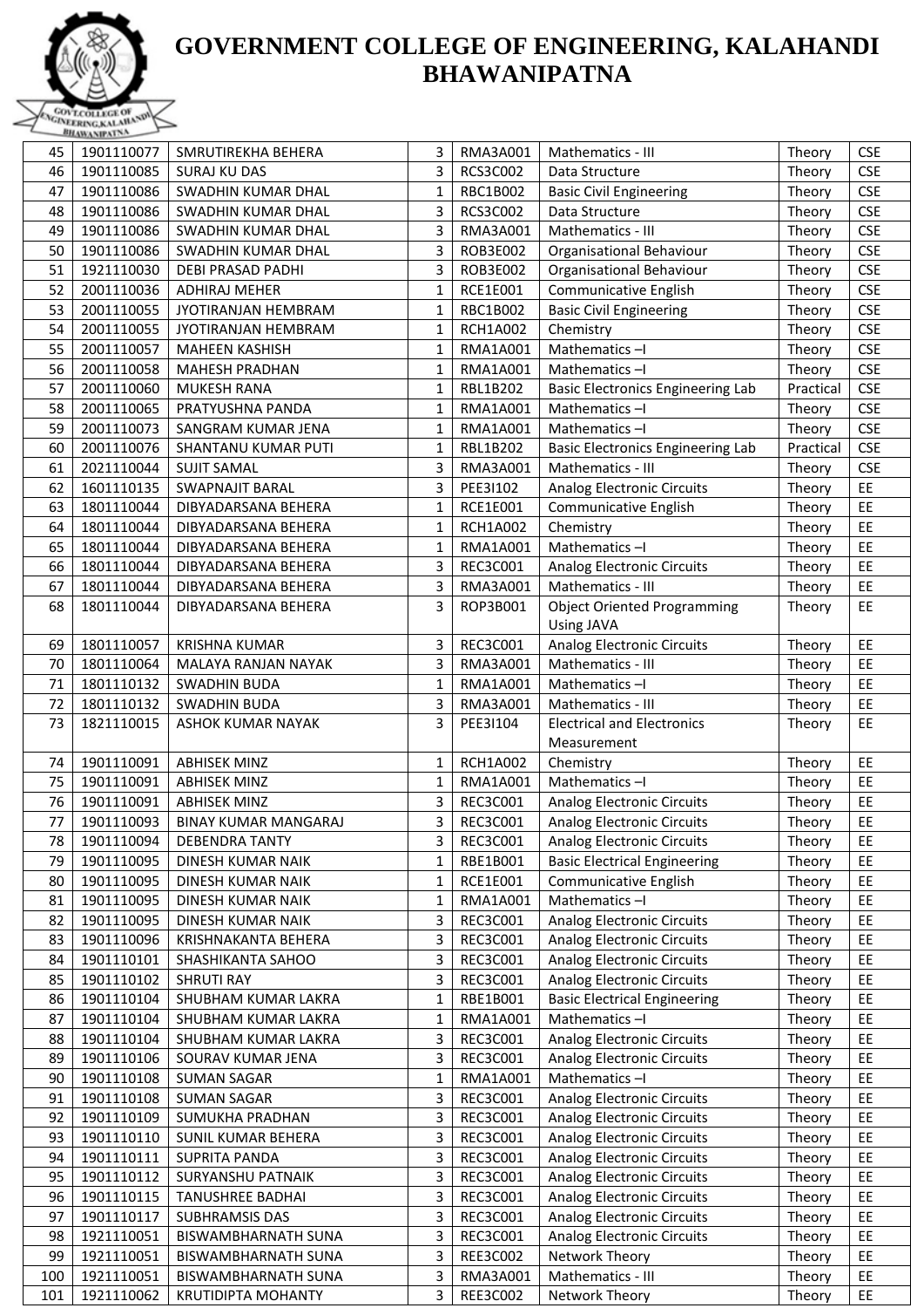# GOVERNMENT COLLEGE OF ENGINEERING, KALAHANDI BHAWANIPATNA

| | | | | | | | |
|---|---|---|---|---|---|---|---|
| 45 | 1901110077 | SMRUTIREKHA BEHERA | 3 | RMA3A001 | Mathematics - III | Theory | CSE |
| 46 | 1901110085 | SURAJ KU DAS | 3 | RCS3C002 | Data Structure | Theory | CSE |
| 47 | 1901110086 | SWADHIN KUMAR DHAL | 1 | RBC1B002 | Basic Civil Engineering | Theory | CSE |
| 48 | 1901110086 | SWADHIN KUMAR DHAL | 3 | RCS3C002 | Data Structure | Theory | CSE |
| 49 | 1901110086 | SWADHIN KUMAR DHAL | 3 | RMA3A001 | Mathematics - III | Theory | CSE |
| 50 | 1901110086 | SWADHIN KUMAR DHAL | 3 | ROB3E002 | Organisational Behaviour | Theory | CSE |
| 51 | 1921110030 | DEBI PRASAD PADHI | 3 | ROB3E002 | Organisational Behaviour | Theory | CSE |
| 52 | 2001110036 | ADHIRAJ MEHER | 1 | RCE1E001 | Communicative English | Theory | CSE |
| 53 | 2001110055 | JYOTIRANJAN HEMBRAM | 1 | RBC1B002 | Basic Civil Engineering | Theory | CSE |
| 54 | 2001110055 | JYOTIRANJAN HEMBRAM | 1 | RCH1A002 | Chemistry | Theory | CSE |
| 55 | 2001110057 | MAHEEN KASHISH | 1 | RMA1A001 | Mathematics –I | Theory | CSE |
| 56 | 2001110058 | MAHESH PRADHAN | 1 | RMA1A001 | Mathematics –I | Theory | CSE |
| 57 | 2001110060 | MUKESH RANA | 1 | RBL1B202 | Basic Electronics Engineering Lab | Practical | CSE |
| 58 | 2001110065 | PRATYUSHNA PANDA | 1 | RMA1A001 | Mathematics –I | Theory | CSE |
| 59 | 2001110073 | SANGRAM KUMAR JENA | 1 | RMA1A001 | Mathematics –I | Theory | CSE |
| 60 | 2001110076 | SHANTANU KUMAR PUTI | 1 | RBL1B202 | Basic Electronics Engineering Lab | Practical | CSE |
| 61 | 2021110044 | SUJIT SAMAL | 3 | RMA3A001 | Mathematics - III | Theory | CSE |
| 62 | 1601110135 | SWAPNAJIT BARAL | 3 | PEE3I102 | Analog Electronic Circuits | Theory | EE |
| 63 | 1801110044 | DIBYADARSANA BEHERA | 1 | RCE1E001 | Communicative English | Theory | EE |
| 64 | 1801110044 | DIBYADARSANA BEHERA | 1 | RCH1A002 | Chemistry | Theory | EE |
| 65 | 1801110044 | DIBYADARSANA BEHERA | 1 | RMA1A001 | Mathematics –I | Theory | EE |
| 66 | 1801110044 | DIBYADARSANA BEHERA | 3 | REC3C001 | Analog Electronic Circuits | Theory | EE |
| 67 | 1801110044 | DIBYADARSANA BEHERA | 3 | RMA3A001 | Mathematics - III | Theory | EE |
| 68 | 1801110044 | DIBYADARSANA BEHERA | 3 | ROP3B001 | Object Oriented Programming Using JAVA | Theory | EE |
| 69 | 1801110057 | KRISHNA KUMAR | 3 | REC3C001 | Analog Electronic Circuits | Theory | EE |
| 70 | 1801110064 | MALAYA RANJAN NAYAK | 3 | RMA3A001 | Mathematics - III | Theory | EE |
| 71 | 1801110132 | SWADHIN BUDA | 1 | RMA1A001 | Mathematics –I | Theory | EE |
| 72 | 1801110132 | SWADHIN BUDA | 3 | RMA3A001 | Mathematics - III | Theory | EE |
| 73 | 1821110015 | ASHOK KUMAR NAYAK | 3 | PEE3I104 | Electrical and Electronics Measurement | Theory | EE |
| 74 | 1901110091 | ABHISEK MINZ | 1 | RCH1A002 | Chemistry | Theory | EE |
| 75 | 1901110091 | ABHISEK MINZ | 1 | RMA1A001 | Mathematics –I | Theory | EE |
| 76 | 1901110091 | ABHISEK MINZ | 3 | REC3C001 | Analog Electronic Circuits | Theory | EE |
| 77 | 1901110093 | BINAY KUMAR MANGARAJ | 3 | REC3C001 | Analog Electronic Circuits | Theory | EE |
| 78 | 1901110094 | DEBENDRA TANTY | 3 | REC3C001 | Analog Electronic Circuits | Theory | EE |
| 79 | 1901110095 | DINESH KUMAR NAIK | 1 | RBE1B001 | Basic Electrical Engineering | Theory | EE |
| 80 | 1901110095 | DINESH KUMAR NAIK | 1 | RCE1E001 | Communicative English | Theory | EE |
| 81 | 1901110095 | DINESH KUMAR NAIK | 1 | RMA1A001 | Mathematics –I | Theory | EE |
| 82 | 1901110095 | DINESH KUMAR NAIK | 3 | REC3C001 | Analog Electronic Circuits | Theory | EE |
| 83 | 1901110096 | KRISHNAKANTA BEHERA | 3 | REC3C001 | Analog Electronic Circuits | Theory | EE |
| 84 | 1901110101 | SHASHIKANTA SAHOO | 3 | REC3C001 | Analog Electronic Circuits | Theory | EE |
| 85 | 1901110102 | SHRUTI RAY | 3 | REC3C001 | Analog Electronic Circuits | Theory | EE |
| 86 | 1901110104 | SHUBHAM KUMAR LAKRA | 1 | RBE1B001 | Basic Electrical Engineering | Theory | EE |
| 87 | 1901110104 | SHUBHAM KUMAR LAKRA | 1 | RMA1A001 | Mathematics –I | Theory | EE |
| 88 | 1901110104 | SHUBHAM KUMAR LAKRA | 3 | REC3C001 | Analog Electronic Circuits | Theory | EE |
| 89 | 1901110106 | SOURAV KUMAR JENA | 3 | REC3C001 | Analog Electronic Circuits | Theory | EE |
| 90 | 1901110108 | SUMAN SAGAR | 1 | RMA1A001 | Mathematics –I | Theory | EE |
| 91 | 1901110108 | SUMAN SAGAR | 3 | REC3C001 | Analog Electronic Circuits | Theory | EE |
| 92 | 1901110109 | SUMUKHA PRADHAN | 3 | REC3C001 | Analog Electronic Circuits | Theory | EE |
| 93 | 1901110110 | SUNIL KUMAR BEHERA | 3 | REC3C001 | Analog Electronic Circuits | Theory | EE |
| 94 | 1901110111 | SUPRITA PANDA | 3 | REC3C001 | Analog Electronic Circuits | Theory | EE |
| 95 | 1901110112 | SURYANSHU PATNAIK | 3 | REC3C001 | Analog Electronic Circuits | Theory | EE |
| 96 | 1901110115 | TANUSHREE BADHAI | 3 | REC3C001 | Analog Electronic Circuits | Theory | EE |
| 97 | 1901110117 | SUBHRAMSIS DAS | 3 | REC3C001 | Analog Electronic Circuits | Theory | EE |
| 98 | 1921110051 | BISWAMBHARNATH SUNA | 3 | REC3C001 | Analog Electronic Circuits | Theory | EE |
| 99 | 1921110051 | BISWAMBHARNATH SUNA | 3 | REE3C002 | Network Theory | Theory | EE |
| 100 | 1921110051 | BISWAMBHARNATH SUNA | 3 | RMA3A001 | Mathematics - III | Theory | EE |
| 101 | 1921110062 | KRUTIDIPTA MOHANTY | 3 | REE3C002 | Network Theory | Theory | EE |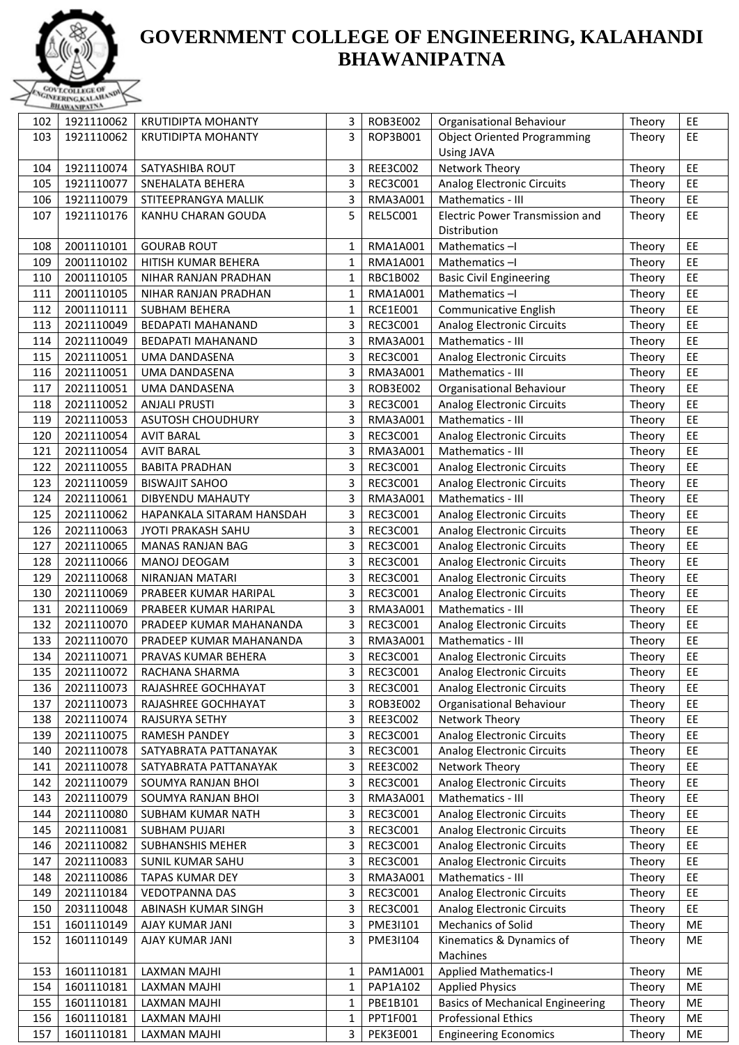# GOVERNMENT COLLEGE OF ENGINEERING, KALAHANDI BHAWANIPATNA

| | | | | | | | |
|---|---|---|---|---|---|---|---|
| 102 | 1921110062 | KRUTIDIPTA MOHANTY | 3 | ROB3E002 | Organisational Behaviour | Theory | EE |
| 103 | 1921110062 | KRUTIDIPTA MOHANTY | 3 | ROP3B001 | Object Oriented Programming Using JAVA | Theory | EE |
| 104 | 1921110074 | SATYASHIBA ROUT | 3 | REE3C002 | Network Theory | Theory | EE |
| 105 | 1921110077 | SNEHALATA BEHERA | 3 | REC3C001 | Analog Electronic Circuits | Theory | EE |
| 106 | 1921110079 | STITEEPRANGYA MALLIK | 3 | RMA3A001 | Mathematics - III | Theory | EE |
| 107 | 1921110176 | KANHU CHARAN GOUDA | 5 | REL5C001 | Electric Power Transmission and Distribution | Theory | EE |
| 108 | 2001110101 | GOURAB ROUT | 1 | RMA1A001 | Mathematics –I | Theory | EE |
| 109 | 2001110102 | HITISH KUMAR BEHERA | 1 | RMA1A001 | Mathematics –I | Theory | EE |
| 110 | 2001110105 | NIHAR RANJAN PRADHAN | 1 | RBC1B002 | Basic Civil Engineering | Theory | EE |
| 111 | 2001110105 | NIHAR RANJAN PRADHAN | 1 | RMA1A001 | Mathematics –I | Theory | EE |
| 112 | 2001110111 | SUBHAM BEHERA | 1 | RCE1E001 | Communicative English | Theory | EE |
| 113 | 2021110049 | BEDAPATI MAHANAND | 3 | REC3C001 | Analog Electronic Circuits | Theory | EE |
| 114 | 2021110049 | BEDAPATI MAHANAND | 3 | RMA3A001 | Mathematics - III | Theory | EE |
| 115 | 2021110051 | UMA DANDASENA | 3 | REC3C001 | Analog Electronic Circuits | Theory | EE |
| 116 | 2021110051 | UMA DANDASENA | 3 | RMA3A001 | Mathematics - III | Theory | EE |
| 117 | 2021110051 | UMA DANDASENA | 3 | ROB3E002 | Organisational Behaviour | Theory | EE |
| 118 | 2021110052 | ANJALI PRUSTI | 3 | REC3C001 | Analog Electronic Circuits | Theory | EE |
| 119 | 2021110053 | ASUTOSH CHOUDHURY | 3 | RMA3A001 | Mathematics - III | Theory | EE |
| 120 | 2021110054 | AVIT BARAL | 3 | REC3C001 | Analog Electronic Circuits | Theory | EE |
| 121 | 2021110054 | AVIT BARAL | 3 | RMA3A001 | Mathematics - III | Theory | EE |
| 122 | 2021110055 | BABITA PRADHAN | 3 | REC3C001 | Analog Electronic Circuits | Theory | EE |
| 123 | 2021110059 | BISWAJIT SAHOO | 3 | REC3C001 | Analog Electronic Circuits | Theory | EE |
| 124 | 2021110061 | DIBYENDU MAHAUTY | 3 | RMA3A001 | Mathematics - III | Theory | EE |
| 125 | 2021110062 | HAPANKALA SITARAM HANSDAH | 3 | REC3C001 | Analog Electronic Circuits | Theory | EE |
| 126 | 2021110063 | JYOTI PRAKASH SAHU | 3 | REC3C001 | Analog Electronic Circuits | Theory | EE |
| 127 | 2021110065 | MANAS RANJAN BAG | 3 | REC3C001 | Analog Electronic Circuits | Theory | EE |
| 128 | 2021110066 | MANOJ DEOGAM | 3 | REC3C001 | Analog Electronic Circuits | Theory | EE |
| 129 | 2021110068 | NIRANJAN MATARI | 3 | REC3C001 | Analog Electronic Circuits | Theory | EE |
| 130 | 2021110069 | PRABEER KUMAR HARIPAL | 3 | REC3C001 | Analog Electronic Circuits | Theory | EE |
| 131 | 2021110069 | PRABEER KUMAR HARIPAL | 3 | RMA3A001 | Mathematics - III | Theory | EE |
| 132 | 2021110070 | PRADEEP KUMAR MAHANANDA | 3 | REC3C001 | Analog Electronic Circuits | Theory | EE |
| 133 | 2021110070 | PRADEEP KUMAR MAHANANDA | 3 | RMA3A001 | Mathematics - III | Theory | EE |
| 134 | 2021110071 | PRAVAS KUMAR BEHERA | 3 | REC3C001 | Analog Electronic Circuits | Theory | EE |
| 135 | 2021110072 | RACHANA SHARMA | 3 | REC3C001 | Analog Electronic Circuits | Theory | EE |
| 136 | 2021110073 | RAJASHREE GOCHHAYAT | 3 | REC3C001 | Analog Electronic Circuits | Theory | EE |
| 137 | 2021110073 | RAJASHREE GOCHHAYAT | 3 | ROB3E002 | Organisational Behaviour | Theory | EE |
| 138 | 2021110074 | RAJSURYA SETHY | 3 | REE3C002 | Network Theory | Theory | EE |
| 139 | 2021110075 | RAMESH PANDEY | 3 | REC3C001 | Analog Electronic Circuits | Theory | EE |
| 140 | 2021110078 | SATYABRATA PATTANAYAK | 3 | REC3C001 | Analog Electronic Circuits | Theory | EE |
| 141 | 2021110078 | SATYABRATA PATTANAYAK | 3 | REE3C002 | Network Theory | Theory | EE |
| 142 | 2021110079 | SOUMYA RANJAN BHOI | 3 | REC3C001 | Analog Electronic Circuits | Theory | EE |
| 143 | 2021110079 | SOUMYA RANJAN BHOI | 3 | RMA3A001 | Mathematics - III | Theory | EE |
| 144 | 2021110080 | SUBHAM KUMAR NATH | 3 | REC3C001 | Analog Electronic Circuits | Theory | EE |
| 145 | 2021110081 | SUBHAM PUJARI | 3 | REC3C001 | Analog Electronic Circuits | Theory | EE |
| 146 | 2021110082 | SUBHANSHIS MEHER | 3 | REC3C001 | Analog Electronic Circuits | Theory | EE |
| 147 | 2021110083 | SUNIL KUMAR SAHU | 3 | REC3C001 | Analog Electronic Circuits | Theory | EE |
| 148 | 2021110086 | TAPAS KUMAR DEY | 3 | RMA3A001 | Mathematics - III | Theory | EE |
| 149 | 2021110184 | VEDOTPANNA DAS | 3 | REC3C001 | Analog Electronic Circuits | Theory | EE |
| 150 | 2031110048 | ABINASH KUMAR SINGH | 3 | REC3C001 | Analog Electronic Circuits | Theory | EE |
| 151 | 1601110149 | AJAY KUMAR JANI | 3 | PME3I101 | Mechanics of Solid | Theory | ME |
| 152 | 1601110149 | AJAY KUMAR JANI | 3 | PME3I104 | Kinematics & Dynamics of Machines | Theory | ME |
| 153 | 1601110181 | LAXMAN MAJHI | 1 | PAM1A001 | Applied Mathematics-I | Theory | ME |
| 154 | 1601110181 | LAXMAN MAJHI | 1 | PAP1A102 | Applied Physics | Theory | ME |
| 155 | 1601110181 | LAXMAN MAJHI | 1 | PBE1B101 | Basics of Mechanical Engineering | Theory | ME |
| 156 | 1601110181 | LAXMAN MAJHI | 1 | PPT1F001 | Professional Ethics | Theory | ME |
| 157 | 1601110181 | LAXMAN MAJHI | 3 | PEK3E001 | Engineering Economics | Theory | ME |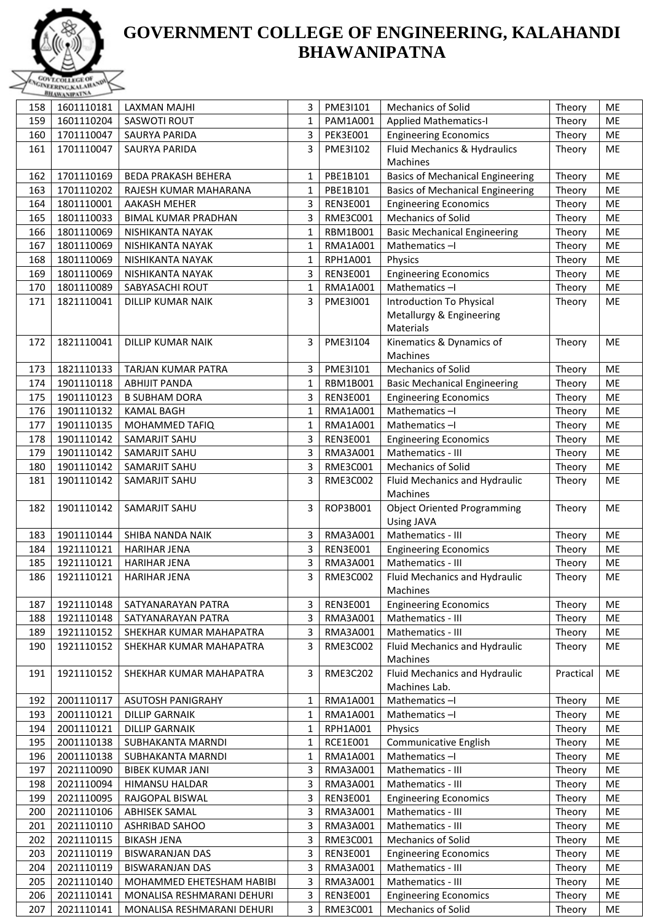# GOVERNMENT COLLEGE OF ENGINEERING, KALAHANDI BHAWANIPATNA

| 158 | 1601110181 | LAXMAN MAJHI | 3 | PME3I101 | Mechanics of Solid | Theory | ME |
|---|---|---|---|---|---|---|---|
| 159 | 1601110204 | SASWOTI ROUT | 1 | PAM1A001 | Applied Mathematics-I | Theory | ME |
| 160 | 1701110047 | SAURYA PARIDA | 3 | PEK3E001 | Engineering Economics | Theory | ME |
| 161 | 1701110047 | SAURYA PARIDA | 3 | PME3I102 | Fluid Mechanics & Hydraulics Machines | Theory | ME |
| 162 | 1701110169 | BEDA PRAKASH BEHERA | 1 | PBE1B101 | Basics of Mechanical Engineering | Theory | ME |
| 163 | 1701110202 | RAJESH KUMAR MAHARANA | 1 | PBE1B101 | Basics of Mechanical Engineering | Theory | ME |
| 164 | 1801110001 | AAKASH MEHER | 3 | REN3E001 | Engineering Economics | Theory | ME |
| 165 | 1801110033 | BIMAL KUMAR PRADHAN | 3 | RME3C001 | Mechanics of Solid | Theory | ME |
| 166 | 1801110069 | NISHIKANTA NAYAK | 1 | RBM1B001 | Basic Mechanical Engineering | Theory | ME |
| 167 | 1801110069 | NISHIKANTA NAYAK | 1 | RMA1A001 | Mathematics –I | Theory | ME |
| 168 | 1801110069 | NISHIKANTA NAYAK | 1 | RPH1A001 | Physics | Theory | ME |
| 169 | 1801110069 | NISHIKANTA NAYAK | 3 | REN3E001 | Engineering Economics | Theory | ME |
| 170 | 1801110089 | SABYASACHI ROUT | 1 | RMA1A001 | Mathematics –I | Theory | ME |
| 171 | 1821110041 | DILLIP KUMAR NAIK | 3 | PME3I001 | Introduction To Physical Metallurgy & Engineering Materials | Theory | ME |
| 172 | 1821110041 | DILLIP KUMAR NAIK | 3 | PME3I104 | Kinematics & Dynamics of Machines | Theory | ME |
| 173 | 1821110133 | TARJAN KUMAR PATRA | 3 | PME3I101 | Mechanics of Solid | Theory | ME |
| 174 | 1901110118 | ABHIJIT PANDA | 1 | RBM1B001 | Basic Mechanical Engineering | Theory | ME |
| 175 | 1901110123 | B SUBHAM DORA | 3 | REN3E001 | Engineering Economics | Theory | ME |
| 176 | 1901110132 | KAMAL BAGH | 1 | RMA1A001 | Mathematics –I | Theory | ME |
| 177 | 1901110135 | MOHAMMED TAFIQ | 1 | RMA1A001 | Mathematics –I | Theory | ME |
| 178 | 1901110142 | SAMARJIT SAHU | 3 | REN3E001 | Engineering Economics | Theory | ME |
| 179 | 1901110142 | SAMARJIT SAHU | 3 | RMA3A001 | Mathematics - III | Theory | ME |
| 180 | 1901110142 | SAMARJIT SAHU | 3 | RME3C001 | Mechanics of Solid | Theory | ME |
| 181 | 1901110142 | SAMARJIT SAHU | 3 | RME3C002 | Fluid Mechanics and Hydraulic Machines | Theory | ME |
| 182 | 1901110142 | SAMARJIT SAHU | 3 | ROP3B001 | Object Oriented Programming Using JAVA | Theory | ME |
| 183 | 1901110144 | SHIBA NANDA NAIK | 3 | RMA3A001 | Mathematics - III | Theory | ME |
| 184 | 1921110121 | HARIHAR JENA | 3 | REN3E001 | Engineering Economics | Theory | ME |
| 185 | 1921110121 | HARIHAR JENA | 3 | RMA3A001 | Mathematics - III | Theory | ME |
| 186 | 1921110121 | HARIHAR JENA | 3 | RME3C002 | Fluid Mechanics and Hydraulic Machines | Theory | ME |
| 187 | 1921110148 | SATYANARAYAN PATRA | 3 | REN3E001 | Engineering Economics | Theory | ME |
| 188 | 1921110148 | SATYANARAYAN PATRA | 3 | RMA3A001 | Mathematics - III | Theory | ME |
| 189 | 1921110152 | SHEKHAR KUMAR MAHAPATRA | 3 | RMA3A001 | Mathematics - III | Theory | ME |
| 190 | 1921110152 | SHEKHAR KUMAR MAHAPATRA | 3 | RME3C002 | Fluid Mechanics and Hydraulic Machines | Theory | ME |
| 191 | 1921110152 | SHEKHAR KUMAR MAHAPATRA | 3 | RME3C202 | Fluid Mechanics and Hydraulic Machines Lab. | Practical | ME |
| 192 | 2001110117 | ASUTOSH PANIGRAHY | 1 | RMA1A001 | Mathematics –I | Theory | ME |
| 193 | 2001110121 | DILLIP GARNAIK | 1 | RMA1A001 | Mathematics –I | Theory | ME |
| 194 | 2001110121 | DILLIP GARNAIK | 1 | RPH1A001 | Physics | Theory | ME |
| 195 | 2001110138 | SUBHAKANTA MARNDI | 1 | RCE1E001 | Communicative English | Theory | ME |
| 196 | 2001110138 | SUBHAKANTA MARNDI | 1 | RMA1A001 | Mathematics –I | Theory | ME |
| 197 | 2021110090 | BIBEK KUMAR JANI | 3 | RMA3A001 | Mathematics - III | Theory | ME |
| 198 | 2021110094 | HIMANSU HALDAR | 3 | RMA3A001 | Mathematics - III | Theory | ME |
| 199 | 2021110095 | RAJGOPAL BISWAL | 3 | REN3E001 | Engineering Economics | Theory | ME |
| 200 | 2021110106 | ABHISEK SAMAL | 3 | RMA3A001 | Mathematics - III | Theory | ME |
| 201 | 2021110110 | ASHRIBAD SAHOO | 3 | RMA3A001 | Mathematics - III | Theory | ME |
| 202 | 2021110115 | BIKASH JENA | 3 | RME3C001 | Mechanics of Solid | Theory | ME |
| 203 | 2021110119 | BISWARANJAN DAS | 3 | REN3E001 | Engineering Economics | Theory | ME |
| 204 | 2021110119 | BISWARANJAN DAS | 3 | RMA3A001 | Mathematics - III | Theory | ME |
| 205 | 2021110140 | MOHAMMED EHETESHAM HABIBI | 3 | RMA3A001 | Mathematics - III | Theory | ME |
| 206 | 2021110141 | MONALISA RESHMARANI DEHURI | 3 | REN3E001 | Engineering Economics | Theory | ME |
| 207 | 2021110141 | MONALISA RESHMARANI DEHURI | 3 | RME3C001 | Mechanics of Solid | Theory | ME |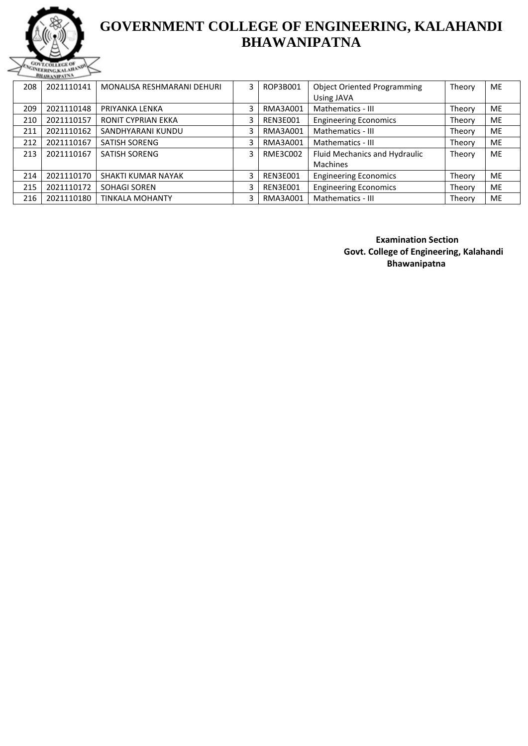# GOVERNMENT COLLEGE OF ENGINEERING, KALAHANDI BHAWANIPATNA

| | | | | | | | |
|---|---|---|---|---|---|---|---|
| 208 | 2021110141 | MONALISA RESHMARANI DEHURI | 3 | ROP3B001 | Object Oriented Programming Using JAVA | Theory | ME |
| 209 | 2021110148 | PRIYANKA LENKA | 3 | RMA3A001 | Mathematics - III | Theory | ME |
| 210 | 2021110157 | RONIT CYPRIAN EKKA | 3 | REN3E001 | Engineering Economics | Theory | ME |
| 211 | 2021110162 | SANDHYARANI KUNDU | 3 | RMA3A001 | Mathematics - III | Theory | ME |
| 212 | 2021110167 | SATISH SORENG | 3 | RMA3A001 | Mathematics - III | Theory | ME |
| 213 | 2021110167 | SATISH SORENG | 3 | RME3C002 | Fluid Mechanics and Hydraulic Machines | Theory | ME |
| 214 | 2021110170 | SHAKTI KUMAR NAYAK | 3 | REN3E001 | Engineering Economics | Theory | ME |
| 215 | 2021110172 | SOHAGI SOREN | 3 | REN3E001 | Engineering Economics | Theory | ME |
| 216 | 2021110180 | TINKALA MOHANTY | 3 | RMA3A001 | Mathematics - III | Theory | ME |

**Examination Section**
**Govt. College of Engineering, Kalahandi**
**Bhawanipatna**